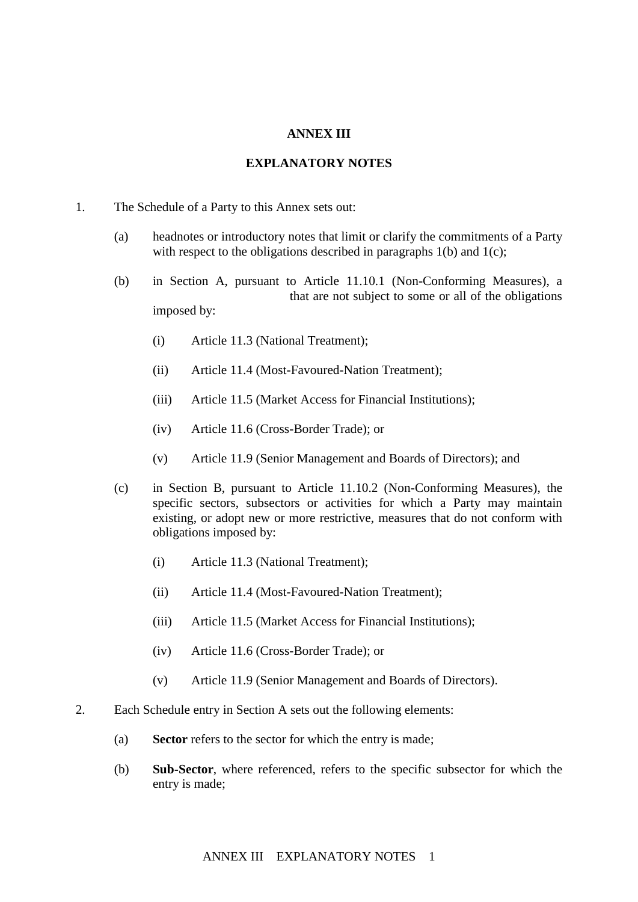**ANNEX III**

**EXPLANATORY NOTES**

1. The Schedule of a Party to this Annex sets out:

   (a) headnotes or introductory notes that limit or clarify the commitments of a Party with respect to the obligations described in paragraphs 1(b) and 1(c);

   (b) in Section A, pursuant to Article 11.10.1 (Non-Conforming Measures), a                                  that are not subject to some or all of the obligations imposed by:

      (i) Article 11.3 (National Treatment);

      (ii) Article 11.4 (Most-Favoured-Nation Treatment);

      (iii) Article 11.5 (Market Access for Financial Institutions);

      (iv) Article 11.6 (Cross-Border Trade); or

      (v) Article 11.9 (Senior Management and Boards of Directors); and

   (c) in Section B, pursuant to Article 11.10.2 (Non-Conforming Measures), the specific sectors, subsectors or activities for which a Party may maintain existing, or adopt new or more restrictive, measures that do not conform with obligations imposed by:

      (i) Article 11.3 (National Treatment);

      (ii) Article 11.4 (Most-Favoured-Nation Treatment);

      (iii) Article 11.5 (Market Access for Financial Institutions);

      (iv) Article 11.6 (Cross-Border Trade); or

      (v) Article 11.9 (Senior Management and Boards of Directors).

2. Each Schedule entry in Section A sets out the following elements:

   (a) **Sector** refers to the sector for which the entry is made;

   (b) **Sub-Sector**, where referenced, refers to the specific subsector for which the entry is made;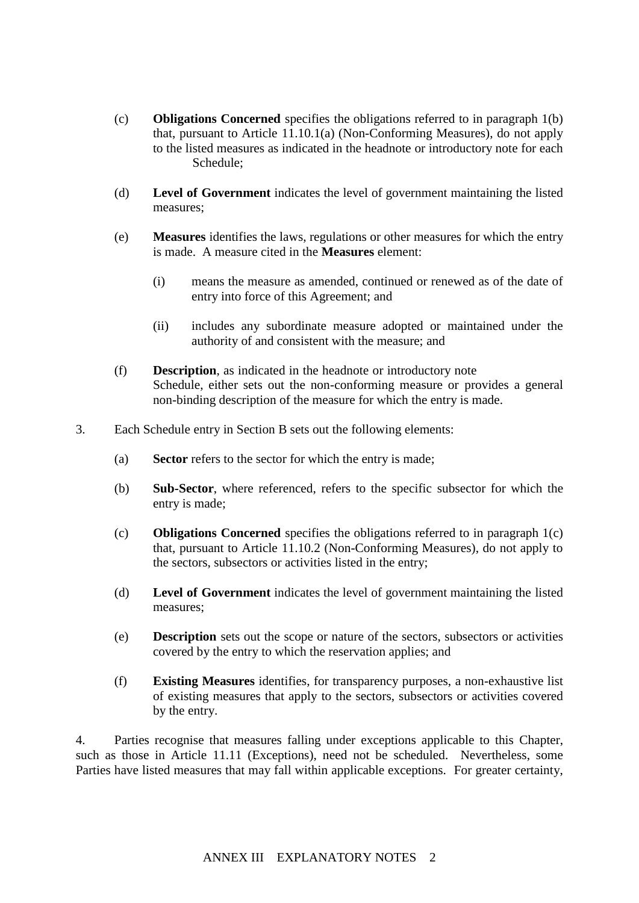(c) **Obligations Concerned** specifies the obligations referred to in paragraph 1(b) that, pursuant to Article 11.10.1(a) (Non-Conforming Measures), do not apply to the listed measures as indicated in the headnote or introductory note for each Schedule;

(d) **Level of Government** indicates the level of government maintaining the listed measures;

(e) **Measures** identifies the laws, regulations or other measures for which the entry is made. A measure cited in the **Measures** element:

  (i) means the measure as amended, continued or renewed as of the date of entry into force of this Agreement; and

  (ii) includes any subordinate measure adopted or maintained under the authority of and consistent with the measure; and

(f) **Description**, as indicated in the headnote or introductory note Schedule, either sets out the non-conforming measure or provides a general non-binding description of the measure for which the entry is made.

3. Each Schedule entry in Section B sets out the following elements:

(a) **Sector** refers to the sector for which the entry is made;

(b) **Sub-Sector**, where referenced, refers to the specific subsector for which the entry is made;

(c) **Obligations Concerned** specifies the obligations referred to in paragraph 1(c) that, pursuant to Article 11.10.2 (Non-Conforming Measures), do not apply to the sectors, subsectors or activities listed in the entry;

(d) **Level of Government** indicates the level of government maintaining the listed measures;

(e) **Description** sets out the scope or nature of the sectors, subsectors or activities covered by the entry to which the reservation applies; and

(f) **Existing Measures** identifies, for transparency purposes, a non-exhaustive list of existing measures that apply to the sectors, subsectors or activities covered by the entry.

4. Parties recognise that measures falling under exceptions applicable to this Chapter, such as those in Article 11.11 (Exceptions), need not be scheduled. Nevertheless, some Parties have listed measures that may fall within applicable exceptions. For greater certainty,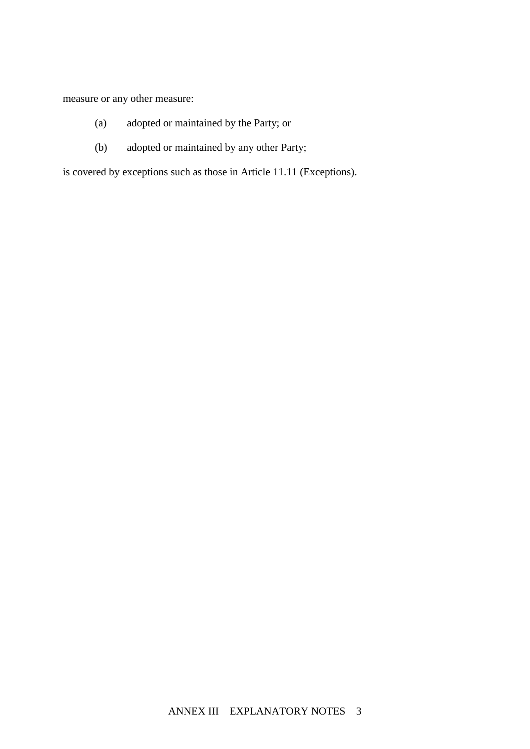measure or any other measure:

(a) adopted or maintained by the Party; or

(b) adopted or maintained by any other Party;

is covered by exceptions such as those in Article 11.11 (Exceptions).